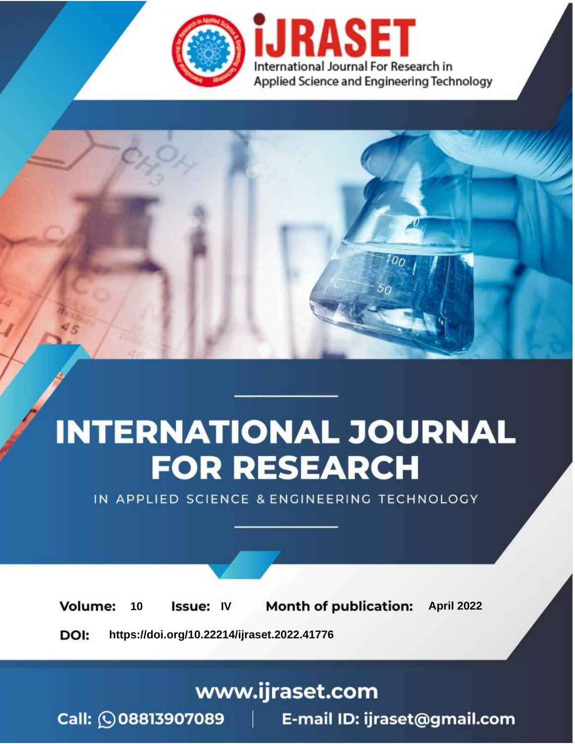iJRASET

International Journal For Research in Applied Science and Engineering Technology

# INTERNATIONAL JOURNAL FOR RESEARCH

IN APPLIED SCIENCE & ENGINEERING TECHNOLOGY

**Volume:** 10 **Issue:** IV **Month of publication:** April 2022

**DOI:** https://doi.org/10.22214/ijraset.2022.41776

www.ijraset.com

Call: 08813907089 | E-mail ID: ijraset@gmail.com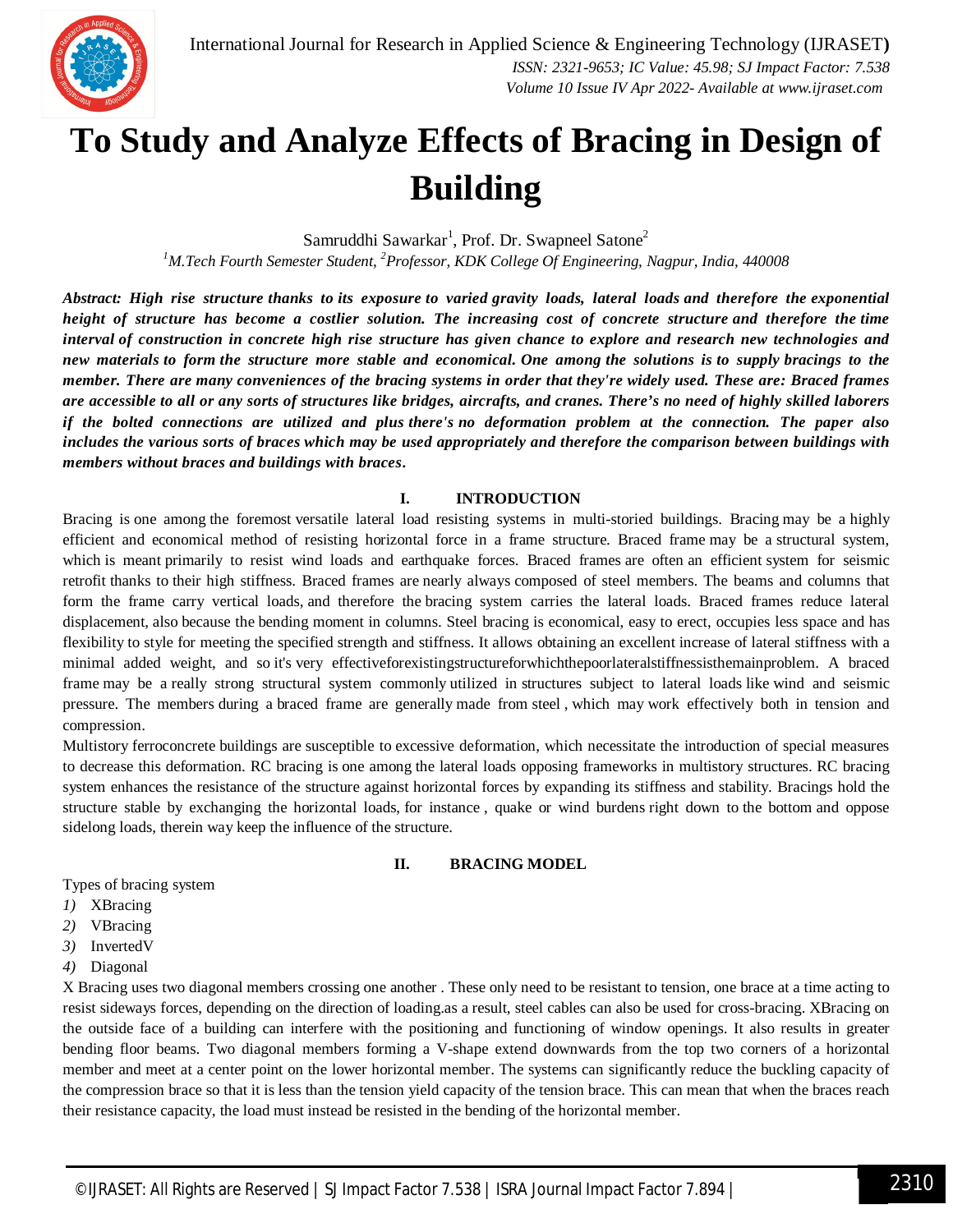# To Study and Analyze Effects of Bracing in Design of Building

Samruddhi Sawarkar[1], Prof. Dr. Swapneel Satone[2]

[1]*M.Tech Fourth Semester Student,* [2]*Professor, KDK College Of Engineering, Nagpur, India, 440008*

***Abstract:** High rise structure thanks to its exposure to varied gravity loads, lateral loads and therefore the exponential height of structure has become a costlier solution. The increasing cost of concrete structure and therefore the time interval of construction in concrete high rise structure has given chance to explore and research new technologies and new materials to form the structure more stable and economical. One among the solutions is to supply bracings to the member. There are many conveniences of the bracing systems in order that they're widely used. These are: Braced frames are accessible to all or any sorts of structures like bridges, aircrafts, and cranes. There's no need of highly skilled laborers if the bolted connections are utilized and plus there's no deformation problem at the connection. The paper also includes the various sorts of braces which may be used appropriately and therefore the comparison between buildings with members without braces and buildings with braces.*

## I. INTRODUCTION

Bracing is one among the foremost versatile lateral load resisting systems in multi-storied buildings. Bracing may be a highly efficient and economical method of resisting horizontal force in a frame structure. Braced frame may be a structural system, which is meant primarily to resist wind loads and earthquake forces. Braced frames are often an efficient system for seismic retrofit thanks to their high stiffness. Braced frames are nearly always composed of steel members. The beams and columns that form the frame carry vertical loads, and therefore the bracing system carries the lateral loads. Braced frames reduce lateral displacement, also because the bending moment in columns. Steel bracing is economical, easy to erect, occupies less space and has flexibility to style for meeting the specified strength and stiffness. It allows obtaining an excellent increase of lateral stiffness with a minimal added weight, and so it's very effectiveforexistingstructureforwhichthepoorlateralstiffnessisthemainproblem. A braced frame may be a really strong structural system commonly utilized in structures subject to lateral loads like wind and seismic pressure. The members during a braced frame are generally made from steel , which may work effectively both in tension and compression.

Multistory ferroconcrete buildings are susceptible to excessive deformation, which necessitate the introduction of special measures to decrease this deformation. RC bracing is one among the lateral loads opposing frameworks in multistory structures. RC bracing system enhances the resistance of the structure against horizontal forces by expanding its stiffness and stability. Bracings hold the structure stable by exchanging the horizontal loads, for instance , quake or wind burdens right down to the bottom and oppose sidelong loads, therein way keep the influence of the structure.

## II. BRACING MODEL

Types of bracing system

1) XBracing
2) VBracing
3) InvertedV
4) Diagonal

X Bracing uses two diagonal members crossing one another . These only need to be resistant to tension, one brace at a time acting to resist sideways forces, depending on the direction of loading.as a result, steel cables can also be used for cross-bracing. XBracing on the outside face of a building can interfere with the positioning and functioning of window openings. It also results in greater bending floor beams. Two diagonal members forming a V-shape extend downwards from the top two corners of a horizontal member and meet at a center point on the lower horizontal member. The systems can significantly reduce the buckling capacity of the compression brace so that it is less than the tension yield capacity of the tension brace. This can mean that when the braces reach their resistance capacity, the load must instead be resisted in the bending of the horizontal member.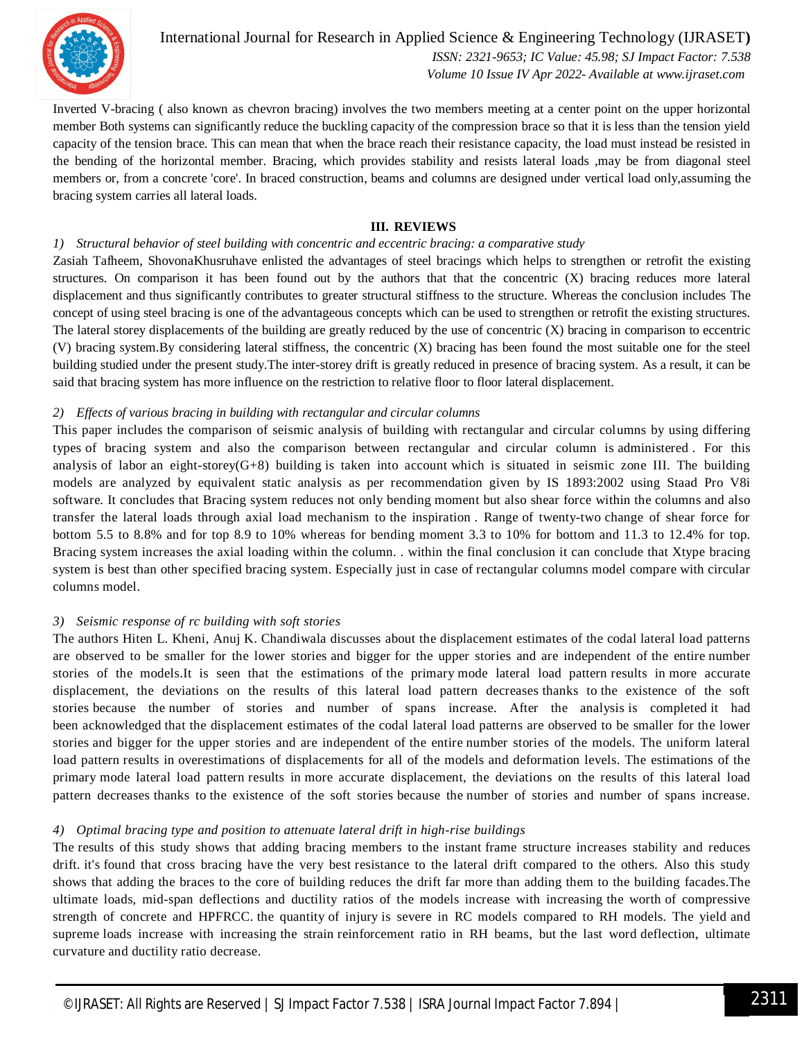Inverted V-bracing ( also known as chevron bracing) involves the two members meeting at a center point on the upper horizontal member Both systems can significantly reduce the buckling capacity of the compression brace so that it is less than the tension yield capacity of the tension brace. This can mean that when the brace reach their resistance capacity, the load must instead be resisted in the bending of the horizontal member. Bracing, which provides stability and resists lateral loads ,may be from diagonal steel members or, from a concrete 'core'. In braced construction, beams and columns are designed under vertical load only,assuming the bracing system carries all lateral loads.

## III. REVIEWS

### *1) Structural behavior of steel building with concentric and eccentric bracing: a comparative study*

Zasiah Tafheem, ShovonaKhusruhave enlisted the advantages of steel bracings which helps to strengthen or retrofit the existing structures. On comparison it has been found out by the authors that that the concentric (X) bracing reduces more lateral displacement and thus significantly contributes to greater structural stiffness to the structure. Whereas the conclusion includes The concept of using steel bracing is one of the advantageous concepts which can be used to strengthen or retrofit the existing structures. The lateral storey displacements of the building are greatly reduced by the use of concentric (X) bracing in comparison to eccentric (V) bracing system.By considering lateral stiffness, the concentric (X) bracing has been found the most suitable one for the steel building studied under the present study.The inter-storey drift is greatly reduced in presence of bracing system. As a result, it can be said that bracing system has more influence on the restriction to relative floor to floor lateral displacement.

### *2) Effects of various bracing in building with rectangular and circular columns*

This paper includes the comparison of seismic analysis of building with rectangular and circular columns by using differing types of bracing system and also the comparison between rectangular and circular column is administered . For this analysis of labor an eight-storey(G+8) building is taken into account which is situated in seismic zone III. The building models are analyzed by equivalent static analysis as per recommendation given by IS 1893:2002 using Staad Pro V8i software. It concludes that Bracing system reduces not only bending moment but also shear force within the columns and also transfer the lateral loads through axial load mechanism to the inspiration . Range of twenty-two change of shear force for bottom 5.5 to 8.8% and for top 8.9 to 10% whereas for bending moment 3.3 to 10% for bottom and 11.3 to 12.4% for top. Bracing system increases the axial loading within the column. . within the final conclusion it can conclude that Xtype bracing system is best than other specified bracing system. Especially just in case of rectangular columns model compare with circular columns model.

### *3) Seismic response of rc building with soft stories*

The authors Hiten L. Kheni, Anuj K. Chandiwala discusses about the displacement estimates of the codal lateral load patterns are observed to be smaller for the lower stories and bigger for the upper stories and are independent of the entire number stories of the models.It is seen that the estimations of the primary mode lateral load pattern results in more accurate displacement, the deviations on the results of this lateral load pattern decreases thanks to the existence of the soft stories because the number of stories and number of spans increase. After the analysis is completed it had been acknowledged that the displacement estimates of the codal lateral load patterns are observed to be smaller for the lower stories and bigger for the upper stories and are independent of the entire number stories of the models. The uniform lateral load pattern results in overestimations of displacements for all of the models and deformation levels. The estimations of the primary mode lateral load pattern results in more accurate displacement, the deviations on the results of this lateral load pattern decreases thanks to the existence of the soft stories because the number of stories and number of spans increase.

### *4) Optimal bracing type and position to attenuate lateral drift in high-rise buildings*

The results of this study shows that adding bracing members to the instant frame structure increases stability and reduces drift. it's found that cross bracing have the very best resistance to the lateral drift compared to the others. Also this study shows that adding the braces to the core of building reduces the drift far more than adding them to the building facades.The ultimate loads, mid-span deflections and ductility ratios of the models increase with increasing the worth of compressive strength of concrete and HPFRCC. the quantity of injury is severe in RC models compared to RH models. The yield and supreme loads increase with increasing the strain reinforcement ratio in RH beams, but the last word deflection, ultimate curvature and ductility ratio decrease.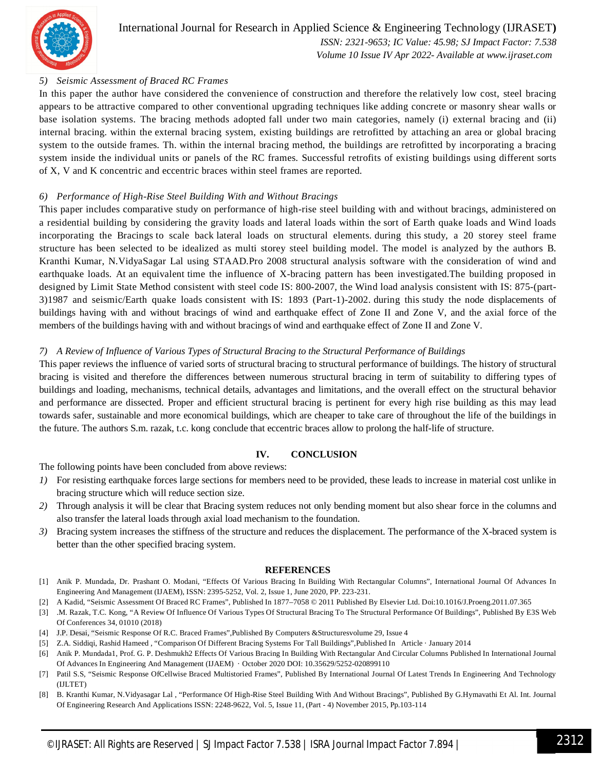### 5) *Seismic Assessment of Braced RC Frames*

In this paper the author have considered the convenience of construction and therefore the relatively low cost, steel bracing appears to be attractive compared to other conventional upgrading techniques like adding concrete or masonry shear walls or base isolation systems. The bracing methods adopted fall under two main categories, namely (i) external bracing and (ii) internal bracing. within the external bracing system, existing buildings are retrofitted by attaching an area or global bracing system to the outside frames. Th. within the internal bracing method, the buildings are retrofitted by incorporating a bracing system inside the individual units or panels of the RC frames. Successful retrofits of existing buildings using different sorts of X, V and K concentric and eccentric braces within steel frames are reported.

### 6) *Performance of High-Rise Steel Building With and Without Bracings*

This paper includes comparative study on performance of high-rise steel building with and without bracings, administered on a residential building by considering the gravity loads and lateral loads within the sort of Earth quake loads and Wind loads incorporating the Bracings to scale back lateral loads on structural elements. during this study, a 20 storey steel frame structure has been selected to be idealized as multi storey steel building model. The model is analyzed by the authors B. Kranthi Kumar, N.VidyaSagar Lal using STAAD.Pro 2008 structural analysis software with the consideration of wind and earthquake loads. At an equivalent time the influence of X-bracing pattern has been investigated.The building proposed in designed by Limit State Method consistent with steel code IS: 800-2007, the Wind load analysis consistent with IS: 875-(part-3)1987 and seismic/Earth quake loads consistent with IS: 1893 (Part-1)-2002. during this study the node displacements of buildings having with and without bracings of wind and earthquake effect of Zone II and Zone V, and the axial force of the members of the buildings having with and without bracings of wind and earthquake effect of Zone II and Zone V.

### 7) *A Review of Influence of Various Types of Structural Bracing to the Structural Performance of Buildings*

This paper reviews the influence of varied sorts of structural bracing to structural performance of buildings. The history of structural bracing is visited and therefore the differences between numerous structural bracing in term of suitability to differing types of buildings and loading, mechanisms, technical details, advantages and limitations, and the overall effect on the structural behavior and performance are dissected. Proper and efficient structural bracing is pertinent for every high rise building as this may lead towards safer, sustainable and more economical buildings, which are cheaper to take care of throughout the life of the buildings in the future. The authors S.m. razak, t.c. kong conclude that eccentric braces allow to prolong the half-life of structure.

## IV. CONCLUSION

The following points have been concluded from above reviews:

1) For resisting earthquake forces large sections for members need to be provided, these leads to increase in material cost unlike in bracing structure which will reduce section size.
2) Through analysis it will be clear that Bracing system reduces not only bending moment but also shear force in the columns and also transfer the lateral loads through axial load mechanism to the foundation.
3) Bracing system increases the stiffness of the structure and reduces the displacement. The performance of the X-braced system is better than the other specified bracing system.

## REFERENCES

[1] Anik P. Mundada, Dr. Prashant O. Modani, "Effects Of Various Bracing In Building With Rectangular Columns", International Journal Of Advances In Engineering And Management (IJAEM), ISSN: 2395-5252, Vol. 2, Issue 1, June 2020, PP. 223-231.

[2] A Kadid, "Seismic Assessment Of Braced RC Frames", Published In 1877–7058 © 2011 Published By Elsevier Ltd. Doi:10.1016/J.Proeng.2011.07.365

[3] .M. Razak, T.C. Kong, "A Review Of Influence Of Various Types Of Structural Bracing To The Structural Performance Of Buildings", Published By E3S Web Of Conferences 34, 01010 (2018)

[4] J.P. Desai, "Seismic Response Of R.C. Braced Frames",Published By Computers &Structuresvolume 29, Issue 4

[5] Z.A. Siddiqi, Rashid Hameed , "Comparison Of Different Bracing Systems For Tall Buildings",Published In Article · January 2014

[6] Anik P. Mundada1, Prof. G. P. Deshmukh2 Effects Of Various Bracing In Building With Rectangular And Circular Columns Published In International Journal Of Advances In Engineering And Management (IJAEM) · October 2020 DOI: 10.35629/5252-020899110

[7] Patil S.S, "Seismic Response OfCellwise Braced Multistoried Frames", Published By International Journal Of Latest Trends In Engineering And Technology (IJLTET)

[8] B. Kranthi Kumar, N.Vidyasagar Lal , "Performance Of High-Rise Steel Building With And Without Bracings", Published By G.Hymavathi Et Al. Int. Journal Of Engineering Research And Applications ISSN: 2248-9622, Vol. 5, Issue 11, (Part - 4) November 2015, Pp.103-114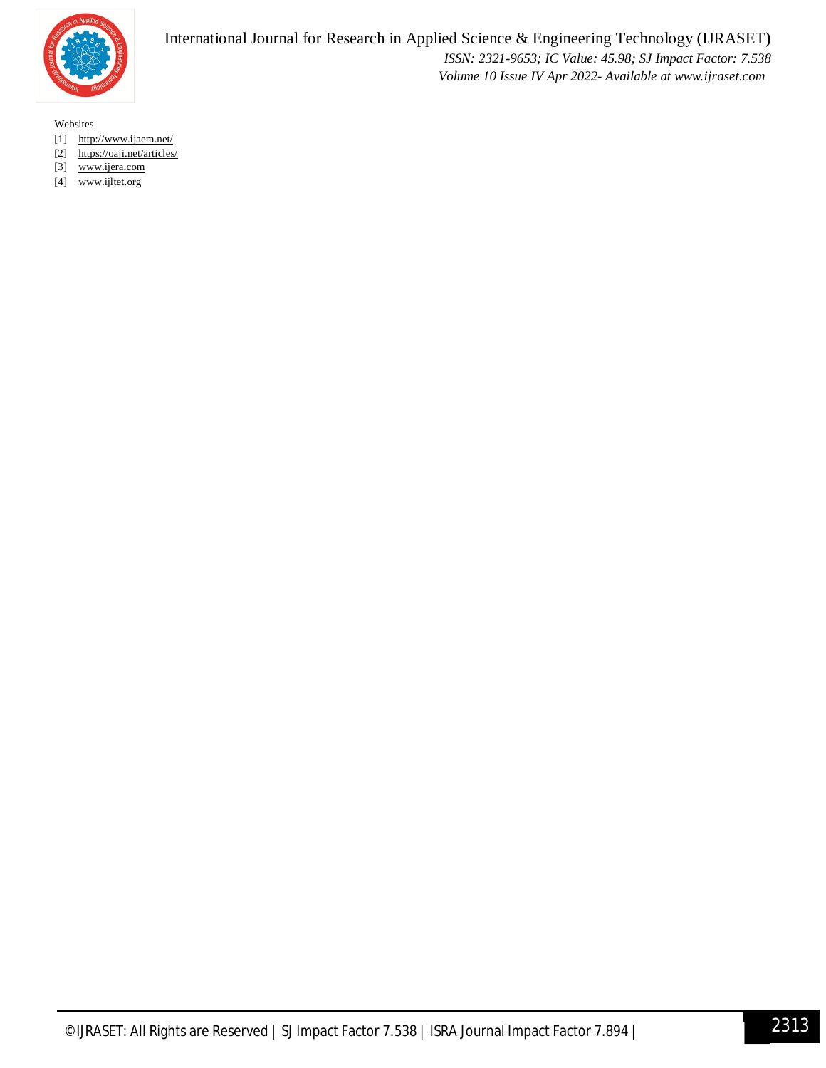Websites

[1] http://www.ijaem.net/
[2] https://oaji.net/articles/
[3] www.ijera.com
[4] www.ijltet.org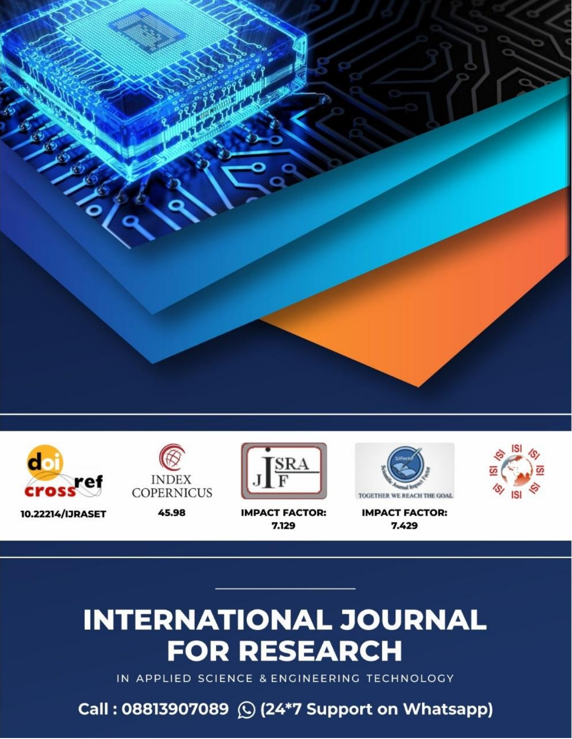10.22214/IJRASET

45.98

IMPACT FACTOR: 7.129

IMPACT FACTOR: 7.429

# INTERNATIONAL JOURNAL FOR RESEARCH

IN APPLIED SCIENCE & ENGINEERING TECHNOLOGY

Call : 08813907089 (24*7 Support on Whatsapp)